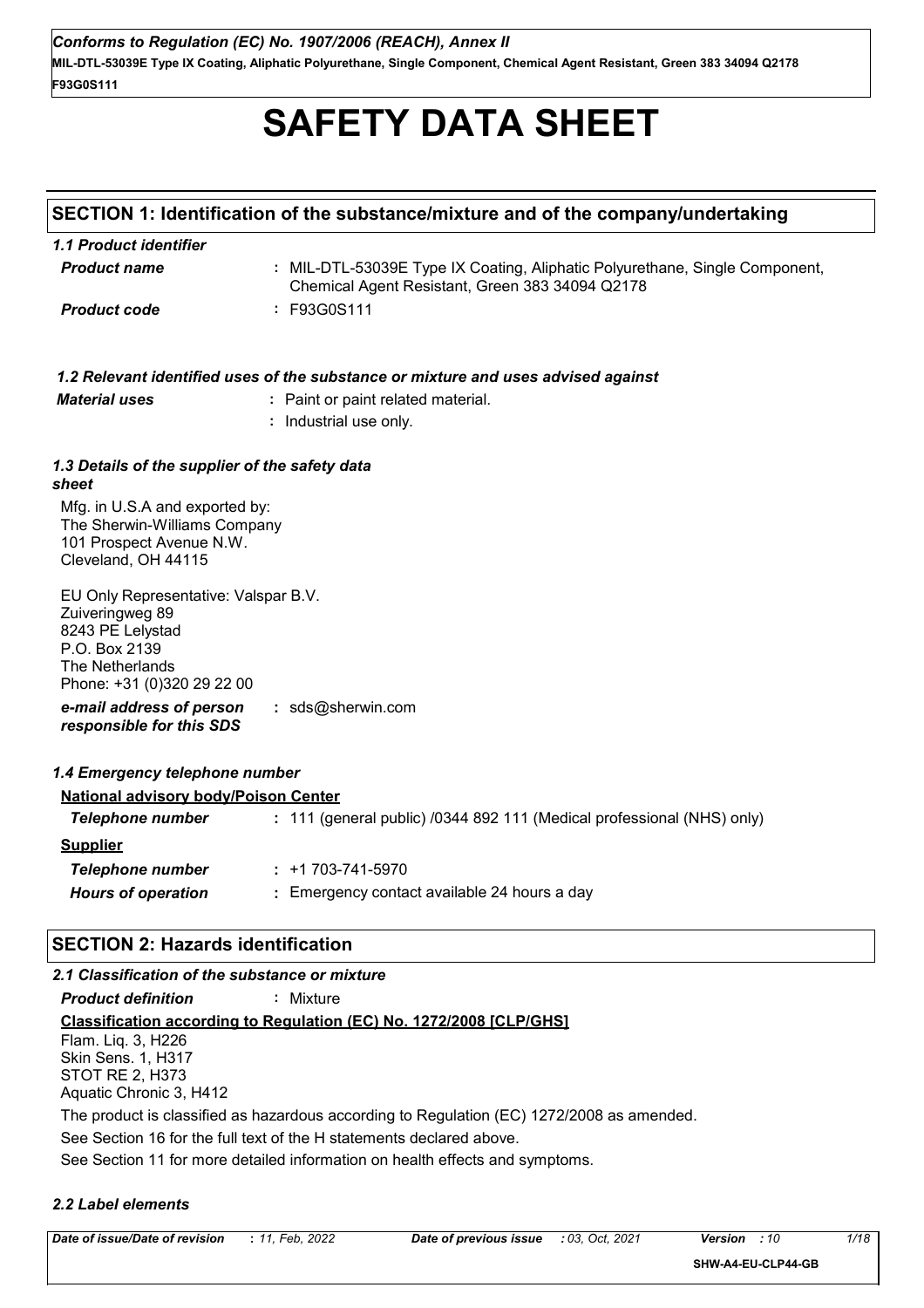# SAFETY DATA SHEET

## SECTION 1: Identification of the substance/mixture and of the company/undertaking

### *1.1 Product identifier*

***Product name*** : MIL-DTL-53039E Type IX Coating, Aliphatic Polyurethane, Single Component, Chemical Agent Resistant, Green 383 34094 Q2178

***Product code*** : F93G0S111

### *1.2 Relevant identified uses of the substance or mixture and uses advised against*

***Material uses*** : Paint or paint related material.
: Industrial use only.

### *1.3 Details of the supplier of the safety data sheet*

Mfg. in U.S.A and exported by:
The Sherwin-Williams Company
101 Prospect Avenue N.W.
Cleveland, OH 44115

EU Only Representative: Valspar B.V.
Zuiveringweg 89
8243 PE Lelystad
P.O. Box 2139
The Netherlands
Phone: +31 (0)320 29 22 00

***e-mail address of person responsible for this SDS*** : sds@sherwin.com

### *1.4 Emergency telephone number*

**National advisory body/Poison Center**

***Telephone number*** : 111 (general public) /0344 892 111 (Medical professional (NHS) only)

**Supplier**

***Telephone number*** : +1 703-741-5970

***Hours of operation*** : Emergency contact available 24 hours a day

## SECTION 2: Hazards identification

### *2.1 Classification of the substance or mixture*

***Product definition*** : Mixture

**Classification according to Regulation (EC) No. 1272/2008 [CLP/GHS]**

Flam. Liq. 3, H226
Skin Sens. 1, H317
STOT RE 2, H373
Aquatic Chronic 3, H412

The product is classified as hazardous according to Regulation (EC) 1272/2008 as amended.

See Section 16 for the full text of the H statements declared above.

See Section 11 for more detailed information on health effects and symptoms.

### *2.2 Label elements*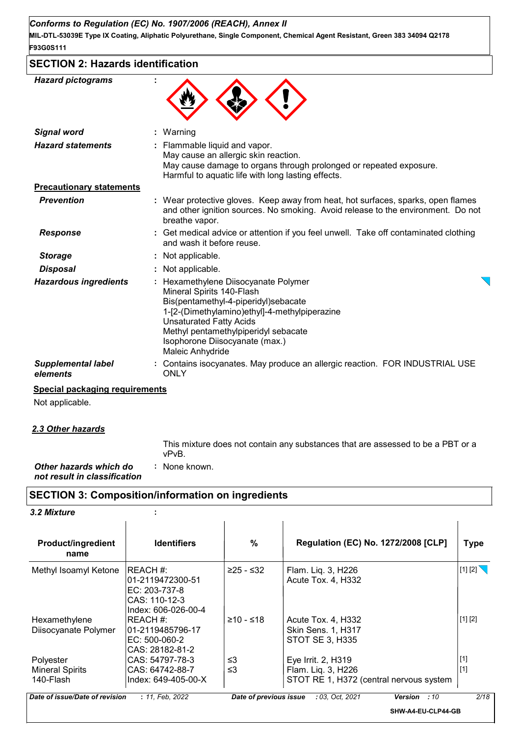## SECTION 2: Hazards identification

| | |
|---|---|
| ***Hazard pictograms*** | : |
| ***Signal word*** | : Warning |
| ***Hazard statements*** | : Flammable liquid and vapor.<br>May cause an allergic skin reaction.<br>May cause damage to organs through prolonged or repeated exposure.<br>Harmful to aquatic life with long lasting effects. |

**Precautionary statements**

| | |
|---|---|
| ***Prevention*** | : Wear protective gloves. Keep away from heat, hot surfaces, sparks, open flames and other ignition sources. No smoking. Avoid release to the environment. Do not breathe vapor. |
| ***Response*** | : Get medical advice or attention if you feel unwell. Take off contaminated clothing and wash it before reuse. |
| ***Storage*** | : Not applicable. |
| ***Disposal*** | : Not applicable. |
| ***Hazardous ingredients*** | : Hexamethylene Diisocyanate Polymer<br>Mineral Spirits 140-Flash<br>Bis(pentamethyl-4-piperidyl)sebacate<br>1-[2-(Dimethylamino)ethyl]-4-methylpiperazine<br>Unsaturated Fatty Acids<br>Methyl pentamethylpiperidyl sebacate<br>Isophorone Diisocyanate (max.)<br>Maleic Anhydride |
| ***Supplemental label elements*** | : Contains isocyanates. May produce an allergic reaction. FOR INDUSTRIAL USE ONLY |

**Special packaging requirements**

Not applicable.

### 2.3 Other hazards

This mixture does not contain any substances that are assessed to be a PBT or a vPvB.

***Other hazards which do not result in classification*** : None known.

## SECTION 3: Composition/information on ingredients

***3.2 Mixture*** :

| Product/ingredient name | Identifiers | % | Regulation (EC) No. 1272/2008 [CLP] | Type |
|---|---|---|---|---|
| Methyl Isoamyl Ketone | REACH #: 01-2119472300-51<br>EC: 203-737-8<br>CAS: 110-12-3<br>Index: 606-026-00-4 | ≥25 - ≤32 | Flam. Liq. 3, H226<br>Acute Tox. 4, H332 | [1] [2] |
| Hexamethylene Diisocyanate Polymer | REACH #: 01-2119485796-17<br>EC: 500-060-2<br>CAS: 28182-81-2 | ≥10 - ≤18 | Acute Tox. 4, H332<br>Skin Sens. 1, H317<br>STOT SE 3, H335 | [1] [2] |
| Polyester | CAS: 54797-78-3 | ≤3 | Eye Irrit. 2, H319 | [1] |
| Mineral Spirits 140-Flash | CAS: 64742-88-7<br>Index: 649-405-00-X | ≤3 | Flam. Liq. 3, H226<br>STOT RE 1, H372 (central nervous system | [1] |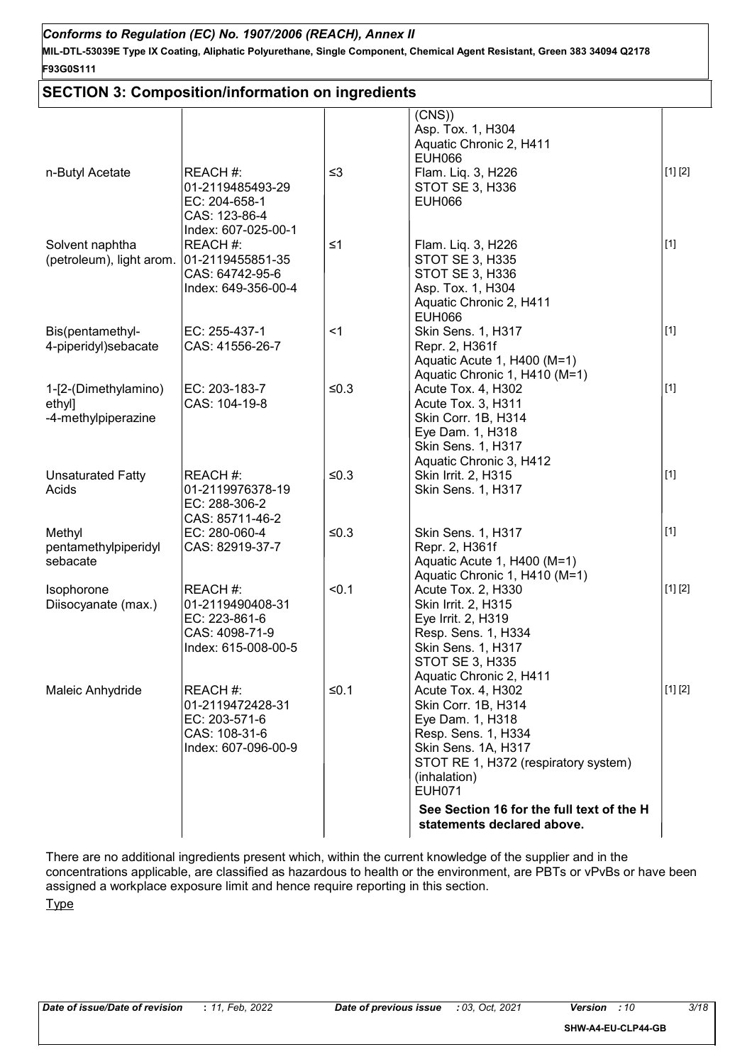## SECTION 3: Composition/information on ingredients

| | | | | |
|---|---|---|---|---|
| | | | (CNS)) Asp. Tox. 1, H304 Aquatic Chronic 2, H411 EUH066 | |
| n-Butyl Acetate | REACH #: 01-2119485493-29 EC: 204-658-1 CAS: 123-86-4 Index: 607-025-00-1 | ≤3 | Flam. Liq. 3, H226 STOT SE 3, H336 EUH066 | [1] [2] |
| Solvent naphtha (petroleum), light arom. | REACH #: 01-2119455851-35 CAS: 64742-95-6 Index: 649-356-00-4 | ≤1 | Flam. Liq. 3, H226 STOT SE 3, H335 STOT SE 3, H336 Asp. Tox. 1, H304 Aquatic Chronic 2, H411 EUH066 | [1] |
| Bis(pentamethyl-4-piperidyl)sebacate | EC: 255-437-1 CAS: 41556-26-7 | <1 | Skin Sens. 1, H317 Repr. 2, H361f Aquatic Acute 1, H400 (M=1) Aquatic Chronic 1, H410 (M=1) | [1] |
| 1-[2-(Dimethylamino) ethyl] -4-methylpiperazine | EC: 203-183-7 CAS: 104-19-8 | ≤0.3 | Acute Tox. 4, H302 Acute Tox. 3, H311 Skin Corr. 1B, H314 Eye Dam. 1, H318 Skin Sens. 1, H317 Aquatic Chronic 3, H412 | [1] |
| Unsaturated Fatty Acids | REACH #: 01-2119976378-19 EC: 288-306-2 CAS: 85711-46-2 | ≤0.3 | Skin Irrit. 2, H315 Skin Sens. 1, H317 | [1] |
| Methyl pentamethylpiperidyl sebacate | EC: 280-060-4 CAS: 82919-37-7 | ≤0.3 | Skin Sens. 1, H317 Repr. 2, H361f Aquatic Acute 1, H400 (M=1) Aquatic Chronic 1, H410 (M=1) | [1] |
| Isophorone Diisocyanate (max.) | REACH #: 01-2119490408-31 EC: 223-861-6 CAS: 4098-71-9 Index: 615-008-00-5 | <0.1 | Acute Tox. 2, H330 Skin Irrit. 2, H315 Eye Irrit. 2, H319 Resp. Sens. 1, H334 Skin Sens. 1, H317 STOT SE 3, H335 Aquatic Chronic 2, H411 | [1] [2] |
| Maleic Anhydride | REACH #: 01-2119472428-31 EC: 203-571-6 CAS: 108-31-6 Index: 607-096-00-9 | ≤0.1 | Acute Tox. 4, H302 Skin Corr. 1B, H314 Eye Dam. 1, H318 Resp. Sens. 1, H334 Skin Sens. 1A, H317 STOT RE 1, H372 (respiratory system) (inhalation) EUH071 | [1] [2] |
| | | | **See Section 16 for the full text of the H statements declared above.** | |

There are no additional ingredients present which, within the current knowledge of the supplier and in the concentrations applicable, are classified as hazardous to health or the environment, are PBTs or vPvBs or have been assigned a workplace exposure limit and hence require reporting in this section.

Type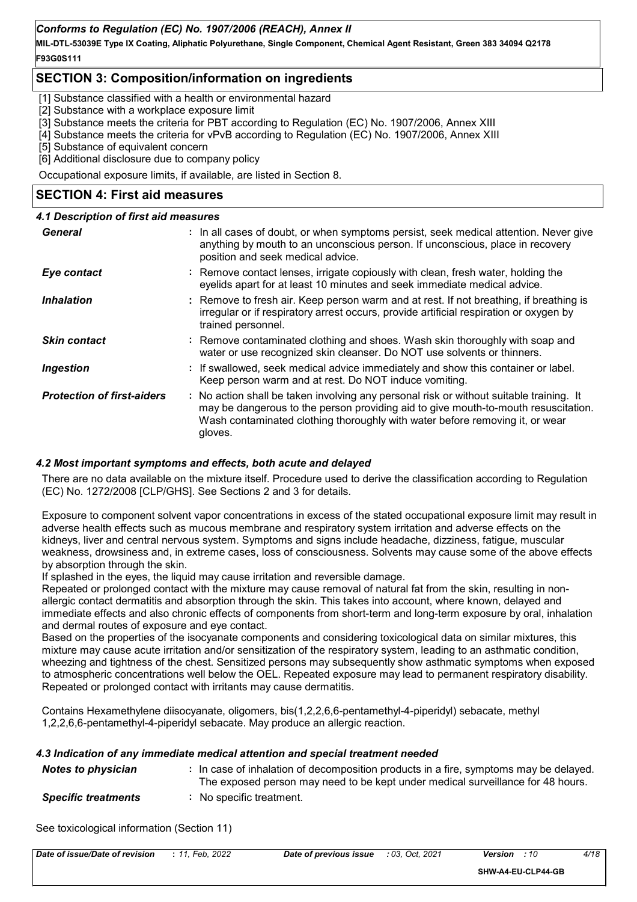## SECTION 3: Composition/information on ingredients

[1] Substance classified with a health or environmental hazard
[2] Substance with a workplace exposure limit
[3] Substance meets the criteria for PBT according to Regulation (EC) No. 1907/2006, Annex XIII
[4] Substance meets the criteria for vPvB according to Regulation (EC) No. 1907/2006, Annex XIII
[5] Substance of equivalent concern
[6] Additional disclosure due to company policy

Occupational exposure limits, if available, are listed in Section 8.

## SECTION 4: First aid measures

### *4.1 Description of first aid measures*

| | |
|---|---|
| ***General*** | : In all cases of doubt, or when symptoms persist, seek medical attention. Never give anything by mouth to an unconscious person. If unconscious, place in recovery position and seek medical advice. |
| ***Eye contact*** | : Remove contact lenses, irrigate copiously with clean, fresh water, holding the eyelids apart for at least 10 minutes and seek immediate medical advice. |
| ***Inhalation*** | : Remove to fresh air. Keep person warm and at rest. If not breathing, if breathing is irregular or if respiratory arrest occurs, provide artificial respiration or oxygen by trained personnel. |
| ***Skin contact*** | : Remove contaminated clothing and shoes. Wash skin thoroughly with soap and water or use recognized skin cleanser. Do NOT use solvents or thinners. |
| ***Ingestion*** | : If swallowed, seek medical advice immediately and show this container or label. Keep person warm and at rest. Do NOT induce vomiting. |
| ***Protection of first-aiders*** | : No action shall be taken involving any personal risk or without suitable training. It may be dangerous to the person providing aid to give mouth-to-mouth resuscitation. Wash contaminated clothing thoroughly with water before removing it, or wear gloves. |

### *4.2 Most important symptoms and effects, both acute and delayed*

There are no data available on the mixture itself. Procedure used to derive the classification according to Regulation (EC) No. 1272/2008 [CLP/GHS]. See Sections 2 and 3 for details.

Exposure to component solvent vapor concentrations in excess of the stated occupational exposure limit may result in adverse health effects such as mucous membrane and respiratory system irritation and adverse effects on the kidneys, liver and central nervous system. Symptoms and signs include headache, dizziness, fatigue, muscular weakness, drowsiness and, in extreme cases, loss of consciousness. Solvents may cause some of the above effects by absorption through the skin.
If splashed in the eyes, the liquid may cause irritation and reversible damage.
Repeated or prolonged contact with the mixture may cause removal of natural fat from the skin, resulting in non-allergic contact dermatitis and absorption through the skin. This takes into account, where known, delayed and immediate effects and also chronic effects of components from short-term and long-term exposure by oral, inhalation and dermal routes of exposure and eye contact.
Based on the properties of the isocyanate components and considering toxicological data on similar mixtures, this mixture may cause acute irritation and/or sensitization of the respiratory system, leading to an asthmatic condition, wheezing and tightness of the chest. Sensitized persons may subsequently show asthmatic symptoms when exposed to atmospheric concentrations well below the OEL. Repeated exposure may lead to permanent respiratory disability.
Repeated or prolonged contact with irritants may cause dermatitis.

Contains Hexamethylene diisocyanate, oligomers, bis(1,2,2,6,6-pentamethyl-4-piperidyl) sebacate, methyl 1,2,2,6,6-pentamethyl-4-piperidyl sebacate. May produce an allergic reaction.

### *4.3 Indication of any immediate medical attention and special treatment needed*

| | |
|---|---|
| ***Notes to physician*** | : In case of inhalation of decomposition products in a fire, symptoms may be delayed. The exposed person may need to be kept under medical surveillance for 48 hours. |
| ***Specific treatments*** | : No specific treatment. |

See toxicological information (Section 11)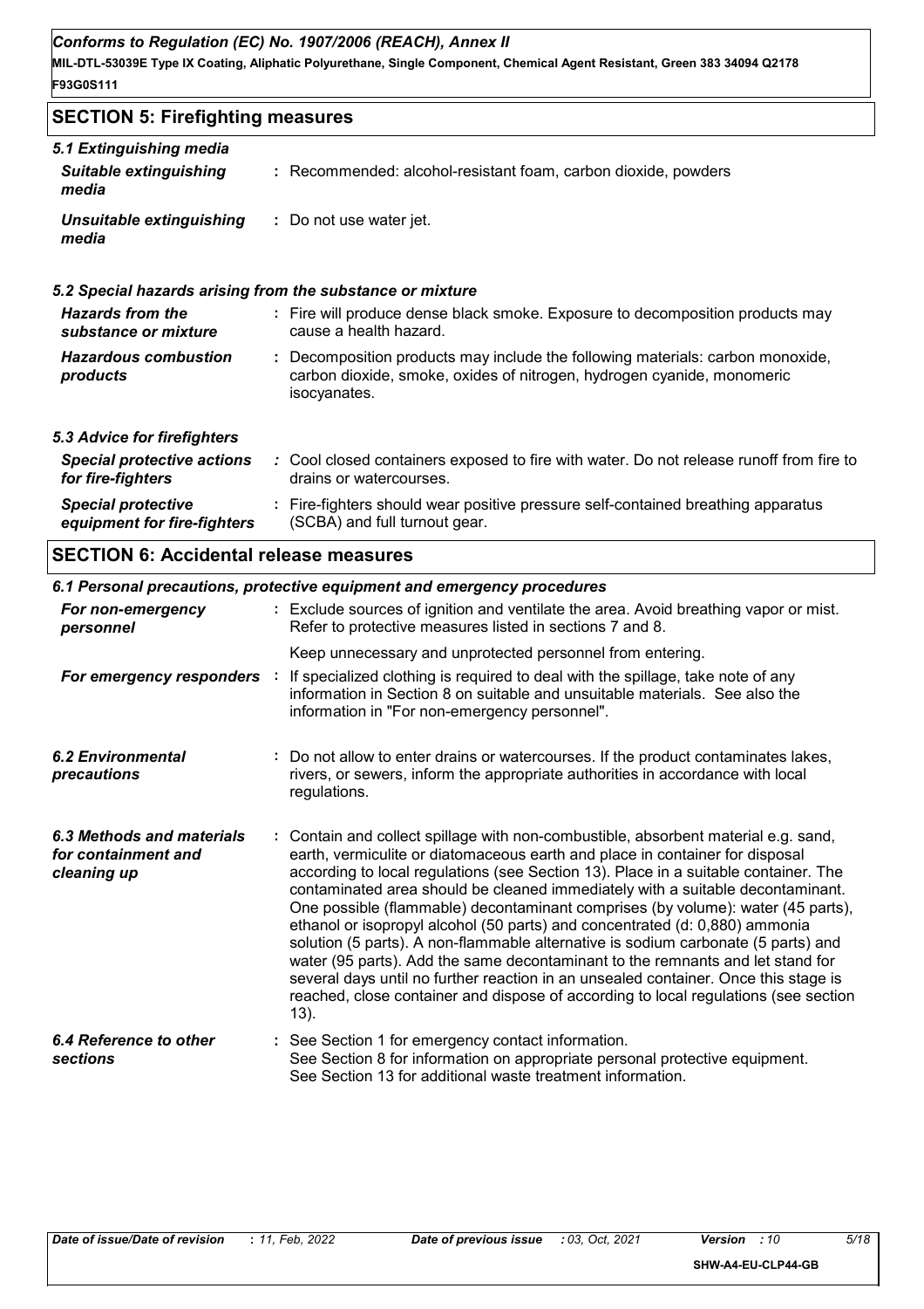## SECTION 5: Firefighting measures

### 5.1 Extinguishing media

| | |
|---|---|
| ***Suitable extinguishing media*** | : Recommended: alcohol-resistant foam, carbon dioxide, powders |
| ***Unsuitable extinguishing media*** | : Do not use water jet. |

### 5.2 Special hazards arising from the substance or mixture

| | |
|---|---|
| ***Hazards from the substance or mixture*** | : Fire will produce dense black smoke. Exposure to decomposition products may cause a health hazard. |
| ***Hazardous combustion products*** | : Decomposition products may include the following materials: carbon monoxide, carbon dioxide, smoke, oxides of nitrogen, hydrogen cyanide, monomeric isocyanates. |

### 5.3 Advice for firefighters

| | |
|---|---|
| ***Special protective actions for fire-fighters*** | : Cool closed containers exposed to fire with water. Do not release runoff from fire to drains or watercourses. |
| ***Special protective equipment for fire-fighters*** | : Fire-fighters should wear positive pressure self-contained breathing apparatus (SCBA) and full turnout gear. |

## SECTION 6: Accidental release measures

### 6.1 Personal precautions, protective equipment and emergency procedures

| | |
|---|---|
| ***For non-emergency personnel*** | : Exclude sources of ignition and ventilate the area. Avoid breathing vapor or mist. Refer to protective measures listed in sections 7 and 8. Keep unnecessary and unprotected personnel from entering. |
| ***For emergency responders*** | : If specialized clothing is required to deal with the spillage, take note of any information in Section 8 on suitable and unsuitable materials. See also the information in "For non-emergency personnel". |

| | |
|---|---|
| ***6.2 Environmental precautions*** | : Do not allow to enter drains or watercourses. If the product contaminates lakes, rivers, or sewers, inform the appropriate authorities in accordance with local regulations. |
| ***6.3 Methods and materials for containment and cleaning up*** | : Contain and collect spillage with non-combustible, absorbent material e.g. sand, earth, vermiculite or diatomaceous earth and place in container for disposal according to local regulations (see Section 13). Place in a suitable container. The contaminated area should be cleaned immediately with a suitable decontaminant. One possible (flammable) decontaminant comprises (by volume): water (45 parts), ethanol or isopropyl alcohol (50 parts) and concentrated (d: 0,880) ammonia solution (5 parts). A non-flammable alternative is sodium carbonate (5 parts) and water (95 parts). Add the same decontaminant to the remnants and let stand for several days until no further reaction in an unsealed container. Once this stage is reached, close container and dispose of according to local regulations (see section 13). |
| ***6.4 Reference to other sections*** | : See Section 1 for emergency contact information. See Section 8 for information on appropriate personal protective equipment. See Section 13 for additional waste treatment information. |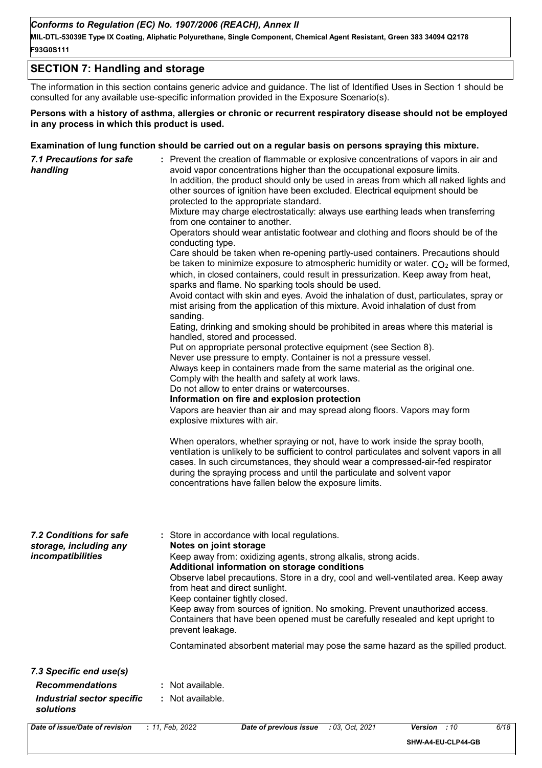## SECTION 7: Handling and storage

The information in this section contains generic advice and guidance. The list of Identified Uses in Section 1 should be consulted for any available use-specific information provided in the Exposure Scenario(s).

**Persons with a history of asthma, allergies or chronic or recurrent respiratory disease should not be employed in any process in which this product is used.**

**Examination of lung function should be carried out on a regular basis on persons spraying this mixture.**

***7.1 Precautions for safe handling*** : Prevent the creation of flammable or explosive concentrations of vapors in air and avoid vapor concentrations higher than the occupational exposure limits.
In addition, the product should only be used in areas from which all naked lights and other sources of ignition have been excluded. Electrical equipment should be protected to the appropriate standard.
Mixture may charge electrostatically: always use earthing leads when transferring from one container to another.
Operators should wear antistatic footwear and clothing and floors should be of the conducting type.
Care should be taken when re-opening partly-used containers. Precautions should be taken to minimize exposure to atmospheric humidity or water. $CO_2$ will be formed, which, in closed containers, could result in pressurization. Keep away from heat, sparks and flame. No sparking tools should be used.
Avoid contact with skin and eyes. Avoid the inhalation of dust, particulates, spray or mist arising from the application of this mixture. Avoid inhalation of dust from sanding.
Eating, drinking and smoking should be prohibited in areas where this material is handled, stored and processed.
Put on appropriate personal protective equipment (see Section 8).
Never use pressure to empty. Container is not a pressure vessel.
Always keep in containers made from the same material as the original one.
Comply with the health and safety at work laws.
Do not allow to enter drains or watercourses.
**Information on fire and explosion protection**
Vapors are heavier than air and may spread along floors. Vapors may form explosive mixtures with air.

When operators, whether spraying or not, have to work inside the spray booth, ventilation is unlikely to be sufficient to control particulates and solvent vapors in all cases. In such circumstances, they should wear a compressed-air-fed respirator during the spraying process and until the particulate and solvent vapor concentrations have fallen below the exposure limits.

***7.2 Conditions for safe storage, including any incompatibilities*** : Store in accordance with local regulations.
**Notes on joint storage**
Keep away from: oxidizing agents, strong alkalis, strong acids.
**Additional information on storage conditions**
Observe label precautions. Store in a dry, cool and well-ventilated area. Keep away from heat and direct sunlight.
Keep container tightly closed.
Keep away from sources of ignition. No smoking. Prevent unauthorized access.
Containers that have been opened must be carefully resealed and kept upright to prevent leakage.

Contaminated absorbent material may pose the same hazard as the spilled product.

***7.3 Specific end use(s)***

***Recommendations*** : Not available.

***Industrial sector specific solutions*** : Not available.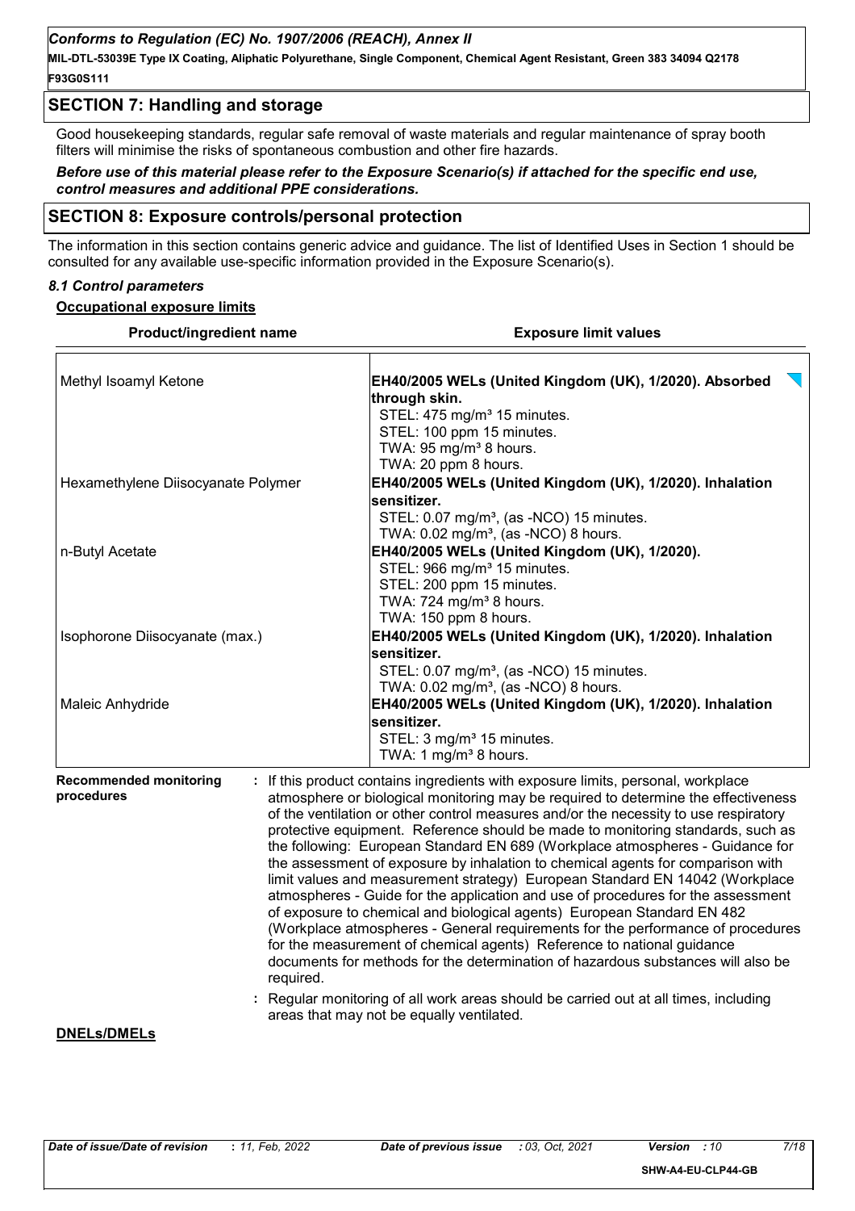## SECTION 7: Handling and storage

Good housekeeping standards, regular safe removal of waste materials and regular maintenance of spray booth filters will minimise the risks of spontaneous combustion and other fire hazards.

***Before use of this material please refer to the Exposure Scenario(s) if attached for the specific end use, control measures and additional PPE considerations.***

## SECTION 8: Exposure controls/personal protection

The information in this section contains generic advice and guidance. The list of Identified Uses in Section 1 should be consulted for any available use-specific information provided in the Exposure Scenario(s).

### *8.1 Control parameters*

**Occupational exposure limits**

| Product/ingredient name | Exposure limit values |
|---|---|
| Methyl Isoamyl Ketone | **EH40/2005 WELs (United Kingdom (UK), 1/2020). Absorbed through skin.**<br>STEL: 475 mg/m³ 15 minutes.<br>STEL: 100 ppm 15 minutes.<br>TWA: 95 mg/m³ 8 hours.<br>TWA: 20 ppm 8 hours. |
| Hexamethylene Diisocyanate Polymer | **EH40/2005 WELs (United Kingdom (UK), 1/2020). Inhalation sensitizer.**<br>STEL: 0.07 mg/m³, (as -NCO) 15 minutes.<br>TWA: 0.02 mg/m³, (as -NCO) 8 hours. |
| n-Butyl Acetate | **EH40/2005 WELs (United Kingdom (UK), 1/2020).**<br>STEL: 966 mg/m³ 15 minutes.<br>STEL: 200 ppm 15 minutes.<br>TWA: 724 mg/m³ 8 hours.<br>TWA: 150 ppm 8 hours. |
| Isophorone Diisocyanate (max.) | **EH40/2005 WELs (United Kingdom (UK), 1/2020). Inhalation sensitizer.**<br>STEL: 0.07 mg/m³, (as -NCO) 15 minutes.<br>TWA: 0.02 mg/m³, (as -NCO) 8 hours. |
| Maleic Anhydride | **EH40/2005 WELs (United Kingdom (UK), 1/2020). Inhalation sensitizer.**<br>STEL: 3 mg/m³ 15 minutes.<br>TWA: 1 mg/m³ 8 hours. |

**Recommended monitoring procedures** : If this product contains ingredients with exposure limits, personal, workplace atmosphere or biological monitoring may be required to determine the effectiveness of the ventilation or other control measures and/or the necessity to use respiratory protective equipment. Reference should be made to monitoring standards, such as the following: European Standard EN 689 (Workplace atmospheres - Guidance for the assessment of exposure by inhalation to chemical agents for comparison with limit values and measurement strategy) European Standard EN 14042 (Workplace atmospheres - Guide for the application and use of procedures for the assessment of exposure to chemical and biological agents) European Standard EN 482 (Workplace atmospheres - General requirements for the performance of procedures for the measurement of chemical agents) Reference to national guidance documents for methods for the determination of hazardous substances will also be required.

: Regular monitoring of all work areas should be carried out at all times, including areas that may not be equally ventilated.

**DNELs/DMELs**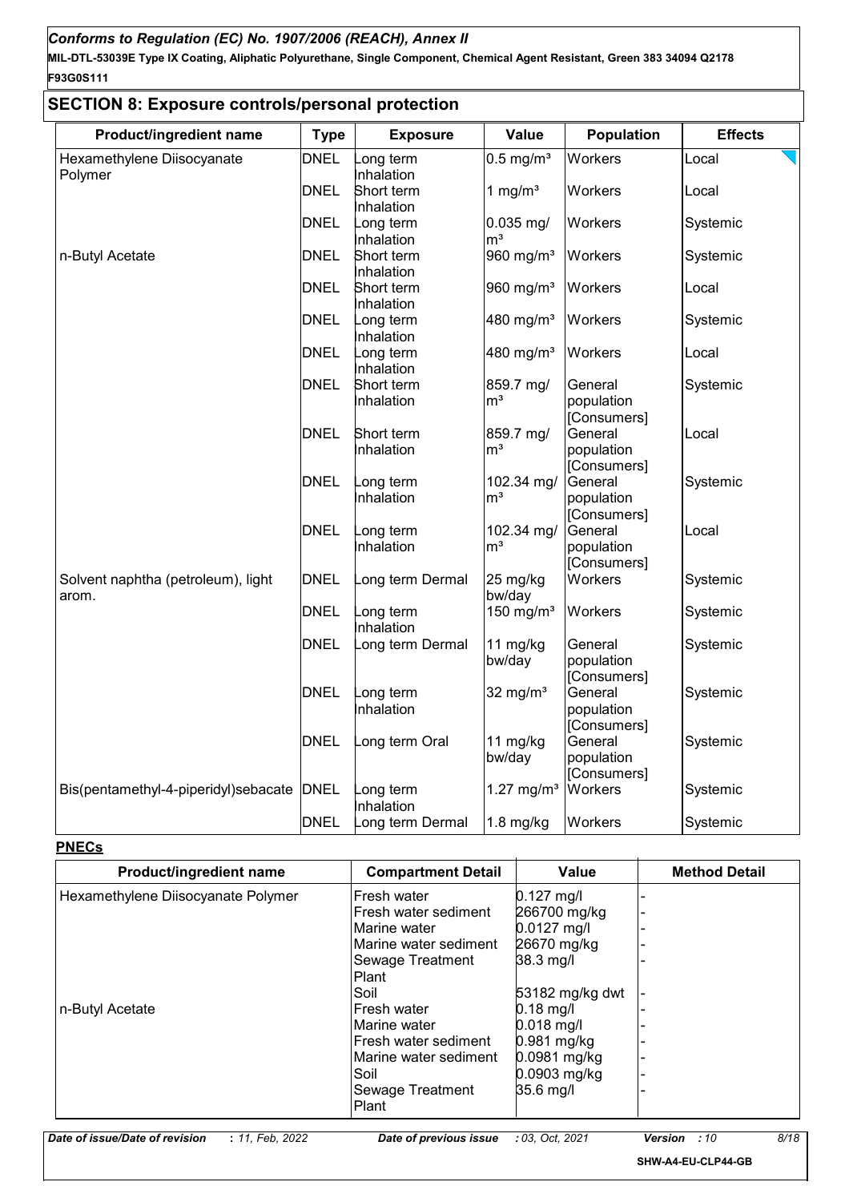## SECTION 8: Exposure controls/personal protection

| Product/ingredient name | Type | Exposure | Value | Population | Effects |
|---|---|---|---|---|---|
| Hexamethylene Diisocyanate Polymer | DNEL | Long term Inhalation | 0.5 mg/m³ | Workers | Local |
| | DNEL | Short term Inhalation | 1 mg/m³ | Workers | Local |
| | DNEL | Long term Inhalation | 0.035 mg/m³ | Workers | Systemic |
| n-Butyl Acetate | DNEL | Short term Inhalation | 960 mg/m³ | Workers | Systemic |
| | DNEL | Short term Inhalation | 960 mg/m³ | Workers | Local |
| | DNEL | Long term Inhalation | 480 mg/m³ | Workers | Systemic |
| | DNEL | Long term Inhalation | 480 mg/m³ | Workers | Local |
| | DNEL | Short term Inhalation | 859.7 mg/m³ | General population [Consumers] | Systemic |
| | DNEL | Short term Inhalation | 859.7 mg/m³ | General population [Consumers] | Local |
| | DNEL | Long term Inhalation | 102.34 mg/m³ | General population [Consumers] | Systemic |
| | DNEL | Long term Inhalation | 102.34 mg/m³ | General population [Consumers] | Local |
| Solvent naphtha (petroleum), light arom. | DNEL | Long term Dermal | 25 mg/kg bw/day | Workers | Systemic |
| | DNEL | Long term Inhalation | 150 mg/m³ | Workers | Systemic |
| | DNEL | Long term Dermal | 11 mg/kg bw/day | General population [Consumers] | Systemic |
| | DNEL | Long term Inhalation | 32 mg/m³ | General population [Consumers] | Systemic |
| | DNEL | Long term Oral | 11 mg/kg bw/day | General population [Consumers] | Systemic |
| Bis(pentamethyl-4-piperidyl)sebacate | DNEL | Long term Inhalation | 1.27 mg/m³ | Workers | Systemic |
| | DNEL | Long term Dermal | 1.8 mg/kg | Workers | Systemic |

**PNECs**

| Product/ingredient name | Compartment Detail | Value | Method Detail |
|---|---|---|---|
| Hexamethylene Diisocyanate Polymer | Fresh water | 0.127 mg/l | - |
| | Fresh water sediment | 266700 mg/kg | - |
| | Marine water | 0.0127 mg/l | - |
| | Marine water sediment | 26670 mg/kg | - |
| | Sewage Treatment Plant | 38.3 mg/l | - |
| | Soil | 53182 mg/kg dwt | - |
| n-Butyl Acetate | Fresh water | 0.18 mg/l | - |
| | Marine water | 0.018 mg/l | - |
| | Fresh water sediment | 0.981 mg/kg | - |
| | Marine water sediment | 0.0981 mg/kg | - |
| | Soil | 0.0903 mg/kg | - |
| | Sewage Treatment Plant | 35.6 mg/l | - |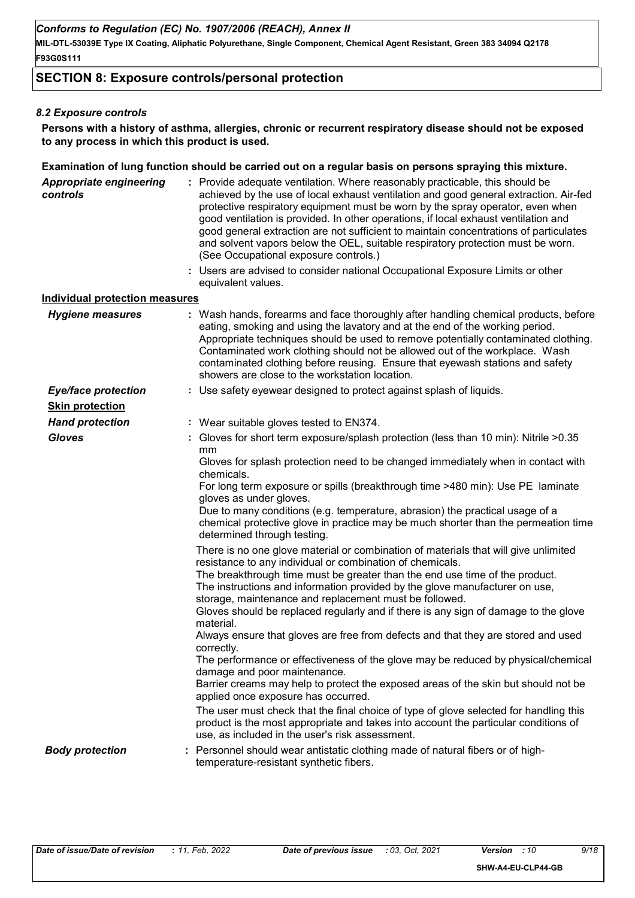## SECTION 8: Exposure controls/personal protection

### *8.2 Exposure controls*

**Persons with a history of asthma, allergies, chronic or recurrent respiratory disease should not be exposed to any process in which this product is used.**

**Examination of lung function should be carried out on a regular basis on persons spraying this mixture.**

***Appropriate engineering controls*** : Provide adequate ventilation. Where reasonably practicable, this should be achieved by the use of local exhaust ventilation and good general extraction. Air-fed protective respiratory equipment must be worn by the spray operator, even when good ventilation is provided. In other operations, if local exhaust ventilation and good general extraction are not sufficient to maintain concentrations of particulates and solvent vapors below the OEL, suitable respiratory protection must be worn. (See Occupational exposure controls.)

: Users are advised to consider national Occupational Exposure Limits or other equivalent values.

**Individual protection measures**

***Hygiene measures*** : Wash hands, forearms and face thoroughly after handling chemical products, before eating, smoking and using the lavatory and at the end of the working period. Appropriate techniques should be used to remove potentially contaminated clothing. Contaminated work clothing should not be allowed out of the workplace. Wash contaminated clothing before reusing. Ensure that eyewash stations and safety showers are close to the workstation location.

***Eye/face protection*** : Use safety eyewear designed to protect against splash of liquids.

***Skin protection***

***Hand protection*** : Wear suitable gloves tested to EN374.

***Gloves*** : Gloves for short term exposure/splash protection (less than 10 min): Nitrile >0.35 mm

Gloves for splash protection need to be changed immediately when in contact with chemicals.

For long term exposure or spills (breakthrough time >480 min): Use PE laminate gloves as under gloves.

Due to many conditions (e.g. temperature, abrasion) the practical usage of a chemical protective glove in practice may be much shorter than the permeation time determined through testing.

There is no one glove material or combination of materials that will give unlimited resistance to any individual or combination of chemicals.

The breakthrough time must be greater than the end use time of the product.

The instructions and information provided by the glove manufacturer on use, storage, maintenance and replacement must be followed.

Gloves should be replaced regularly and if there is any sign of damage to the glove material.

Always ensure that gloves are free from defects and that they are stored and used correctly.

The performance or effectiveness of the glove may be reduced by physical/chemical damage and poor maintenance.

Barrier creams may help to protect the exposed areas of the skin but should not be applied once exposure has occurred.

The user must check that the final choice of type of glove selected for handling this product is the most appropriate and takes into account the particular conditions of use, as included in the user's risk assessment.

***Body protection*** : Personnel should wear antistatic clothing made of natural fibers or of high-temperature-resistant synthetic fibers.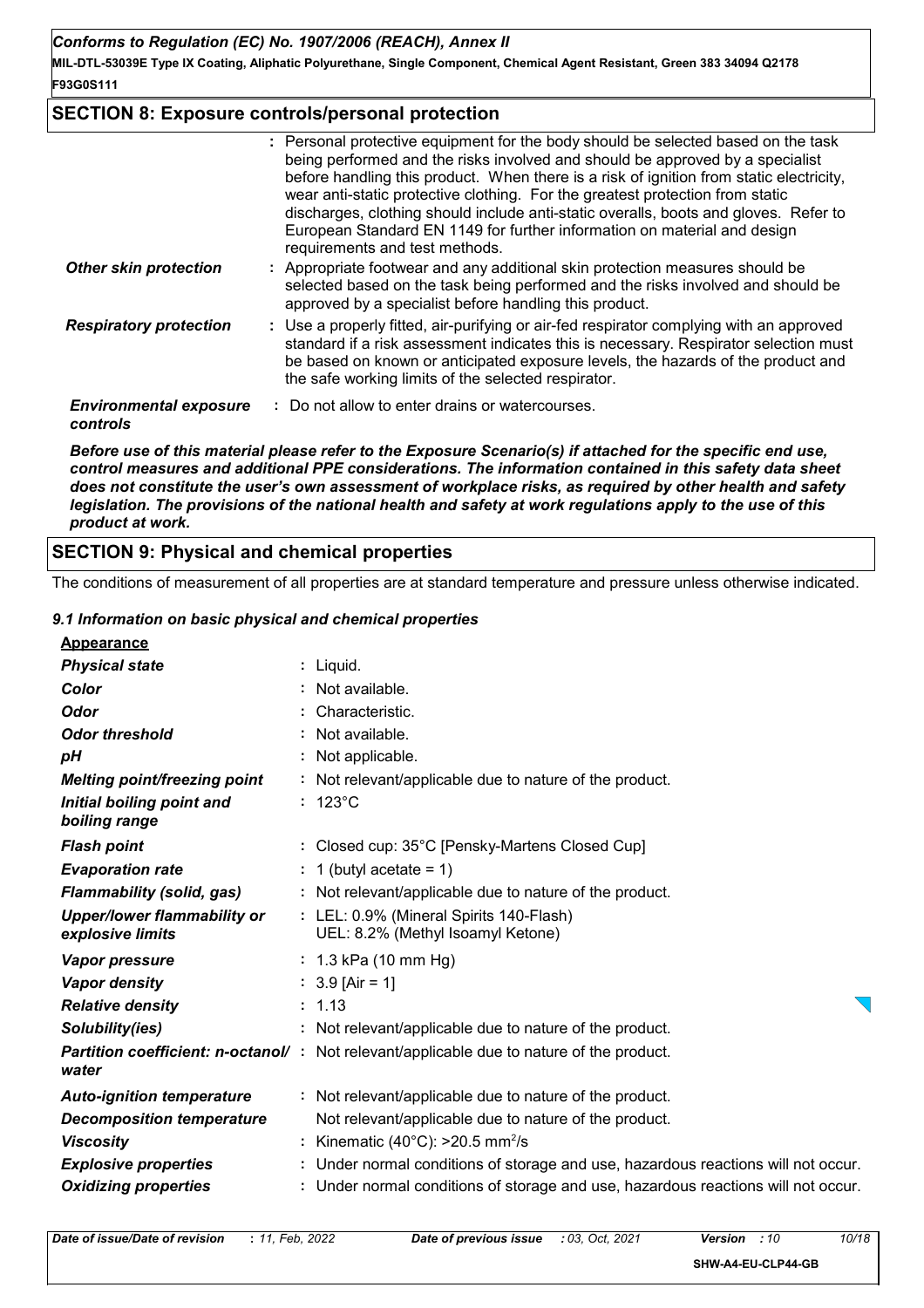## SECTION 8: Exposure controls/personal protection

| | |
|---|---|
| | : Personal protective equipment for the body should be selected based on the task being performed and the risks involved and should be approved by a specialist before handling this product. When there is a risk of ignition from static electricity, wear anti-static protective clothing. For the greatest protection from static discharges, clothing should include anti-static overalls, boots and gloves. Refer to European Standard EN 1149 for further information on material and design requirements and test methods. |
| ***Other skin protection*** | : Appropriate footwear and any additional skin protection measures should be selected based on the task being performed and the risks involved and should be approved by a specialist before handling this product. |
| ***Respiratory protection*** | : Use a properly fitted, air-purifying or air-fed respirator complying with an approved standard if a risk assessment indicates this is necessary. Respirator selection must be based on known or anticipated exposure levels, the hazards of the product and the safe working limits of the selected respirator. |
| ***Environmental exposure controls*** | : Do not allow to enter drains or watercourses. |

***Before use of this material please refer to the Exposure Scenario(s) if attached for the specific end use, control measures and additional PPE considerations. The information contained in this safety data sheet does not constitute the user's own assessment of workplace risks, as required by other health and safety legislation. The provisions of the national health and safety at work regulations apply to the use of this product at work.***

## SECTION 9: Physical and chemical properties

The conditions of measurement of all properties are at standard temperature and pressure unless otherwise indicated.

### *9.1 Information on basic physical and chemical properties*

**Appearance**

| | |
|---|---|
| ***Physical state*** | : Liquid. |
| ***Color*** | : Not available. |
| ***Odor*** | : Characteristic. |
| ***Odor threshold*** | : Not available. |
| ***pH*** | : Not applicable. |
| ***Melting point/freezing point*** | : Not relevant/applicable due to nature of the product. |
| ***Initial boiling point and boiling range*** | : 123°C |
| ***Flash point*** | : Closed cup: 35°C [Pensky-Martens Closed Cup] |
| ***Evaporation rate*** | : 1 (butyl acetate = 1) |
| ***Flammability (solid, gas)*** | : Not relevant/applicable due to nature of the product. |
| ***Upper/lower flammability or explosive limits*** | : LEL: 0.9% (Mineral Spirits 140-Flash)<br>UEL: 8.2% (Methyl Isoamyl Ketone) |
| ***Vapor pressure*** | : 1.3 kPa (10 mm Hg) |
| ***Vapor density*** | : 3.9 [Air = 1] |
| ***Relative density*** | : 1.13 |
| ***Solubility(ies)*** | : Not relevant/applicable due to nature of the product. |
| ***Partition coefficient: n-octanol/ water*** | : Not relevant/applicable due to nature of the product. |
| ***Auto-ignition temperature*** | : Not relevant/applicable due to nature of the product. |
| ***Decomposition temperature*** | Not relevant/applicable due to nature of the product. |
| ***Viscosity*** | : Kinematic (40°C): >20.5 $mm^2/s$ |
| ***Explosive properties*** | : Under normal conditions of storage and use, hazardous reactions will not occur. |
| ***Oxidizing properties*** | : Under normal conditions of storage and use, hazardous reactions will not occur. |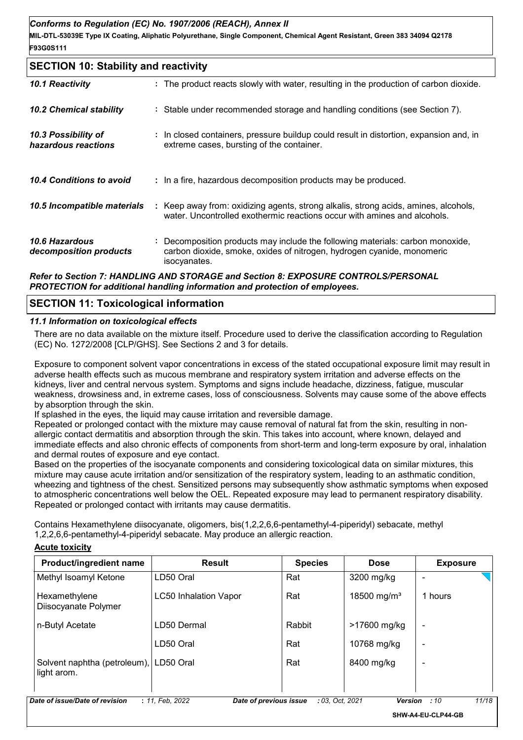## SECTION 10: Stability and reactivity

| | |
|---|---|
| *10.1 Reactivity* | : The product reacts slowly with water, resulting in the production of carbon dioxide. |
| *10.2 Chemical stability* | : Stable under recommended storage and handling conditions (see Section 7). |
| *10.3 Possibility of hazardous reactions* | : In closed containers, pressure buildup could result in distortion, expansion and, in extreme cases, bursting of the container. |
| *10.4 Conditions to avoid* | : In a fire, hazardous decomposition products may be produced. |
| *10.5 Incompatible materials* | : Keep away from: oxidizing agents, strong alkalis, strong acids, amines, alcohols, water. Uncontrolled exothermic reactions occur with amines and alcohols. |
| *10.6 Hazardous decomposition products* | : Decomposition products may include the following materials: carbon monoxide, carbon dioxide, smoke, oxides of nitrogen, hydrogen cyanide, monomeric isocyanates. |

***Refer to Section 7: HANDLING AND STORAGE and Section 8: EXPOSURE CONTROLS/PERSONAL PROTECTION for additional handling information and protection of employees.***

## SECTION 11: Toxicological information

### *11.1 Information on toxicological effects*

There are no data available on the mixture itself. Procedure used to derive the classification according to Regulation (EC) No. 1272/2008 [CLP/GHS]. See Sections 2 and 3 for details.

Exposure to component solvent vapor concentrations in excess of the stated occupational exposure limit may result in adverse health effects such as mucous membrane and respiratory system irritation and adverse effects on the kidneys, liver and central nervous system. Symptoms and signs include headache, dizziness, fatigue, muscular weakness, drowsiness and, in extreme cases, loss of consciousness. Solvents may cause some of the above effects by absorption through the skin.
If splashed in the eyes, the liquid may cause irritation and reversible damage.
Repeated or prolonged contact with the mixture may cause removal of natural fat from the skin, resulting in non-allergic contact dermatitis and absorption through the skin. This takes into account, where known, delayed and immediate effects and also chronic effects of components from short-term and long-term exposure by oral, inhalation and dermal routes of exposure and eye contact.
Based on the properties of the isocyanate components and considering toxicological data on similar mixtures, this mixture may cause acute irritation and/or sensitization of the respiratory system, leading to an asthmatic condition, wheezing and tightness of the chest. Sensitized persons may subsequently show asthmatic symptoms when exposed to atmospheric concentrations well below the OEL. Repeated exposure may lead to permanent respiratory disability.
Repeated or prolonged contact with irritants may cause dermatitis.

Contains Hexamethylene diisocyanate, oligomers, bis(1,2,2,6,6-pentamethyl-4-piperidyl) sebacate, methyl 1,2,2,6,6-pentamethyl-4-piperidyl sebacate. May produce an allergic reaction.

**Acute toxicity**

| Product/ingredient name | Result | Species | Dose | Exposure |
|---|---|---|---|---|
| Methyl Isoamyl Ketone | LD50 Oral | Rat | 3200 mg/kg | - |
| Hexamethylene Diisocyanate Polymer | LC50 Inhalation Vapor | Rat | 18500 mg/m³ | 1 hours |
| n-Butyl Acetate | LD50 Dermal | Rabbit | >17600 mg/kg | - |
| | LD50 Oral | Rat | 10768 mg/kg | - |
| Solvent naphtha (petroleum), light arom. | LD50 Oral | Rat | 8400 mg/kg | - |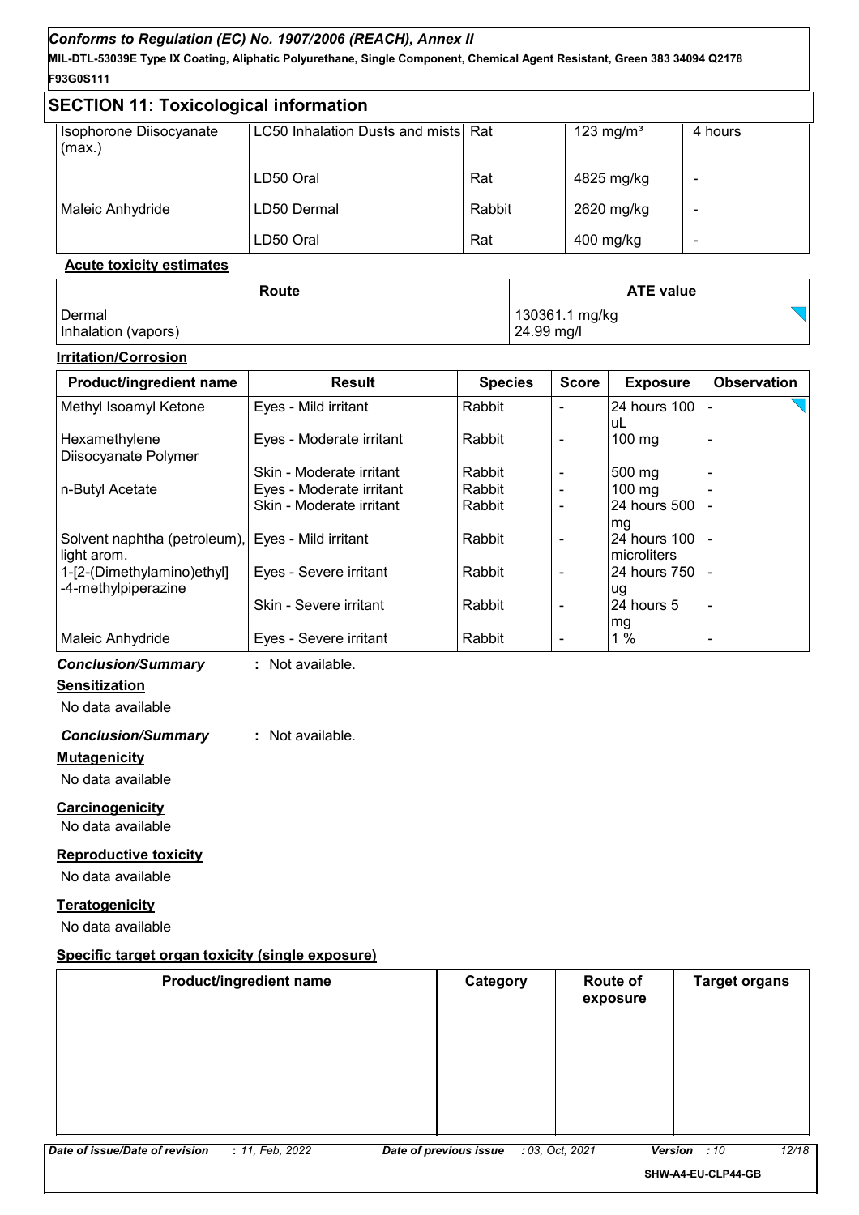## SECTION 11: Toxicological information

| | | | | |
|---|---|---|---|---|
| Isophorone Diisocyanate (max.) | LC50 Inhalation Dusts and mists | Rat | 123 mg/m³ | 4 hours |
| | LD50 Oral | Rat | 4825 mg/kg | - |
| Maleic Anhydride | LD50 Dermal | Rabbit | 2620 mg/kg | - |
| | LD50 Oral | Rat | 400 mg/kg | - |

**Acute toxicity estimates**

| Route | ATE value |
|---|---|
| Dermal<br>Inhalation (vapors) | 130361.1 mg/kg<br>24.99 mg/l |

**Irritation/Corrosion**

| Product/ingredient name | Result | Species | Score | Exposure | Observation |
|---|---|---|---|---|---|
| Methyl Isoamyl Ketone | Eyes - Mild irritant | Rabbit | - | 24 hours 100 uL | - |
| Hexamethylene Diisocyanate Polymer | Eyes - Moderate irritant | Rabbit | - | 100 mg | - |
| | Skin - Moderate irritant | Rabbit | - | 500 mg | - |
| n-Butyl Acetate | Eyes - Moderate irritant | Rabbit | - | 100 mg | - |
| | Skin - Moderate irritant | Rabbit | - | 24 hours 500 mg | - |
| Solvent naphtha (petroleum), light arom. | Eyes - Mild irritant | Rabbit | - | 24 hours 100 microliters | - |
| 1-[2-(Dimethylamino)ethyl]-4-methylpiperazine | Eyes - Severe irritant | Rabbit | - | 24 hours 750 ug | - |
| | Skin - Severe irritant | Rabbit | - | 24 hours 5 mg | - |
| Maleic Anhydride | Eyes - Severe irritant | Rabbit | - | 1 % | - |

***Conclusion/Summary*** : Not available.

**Sensitization**

No data available

***Conclusion/Summary*** : Not available.

**Mutagenicity**

No data available

**Carcinogenicity**

No data available

**Reproductive toxicity**

No data available

**Teratogenicity**

No data available

**Specific target organ toxicity (single exposure)**

| Product/ingredient name | Category | Route of exposure | Target organs |
|---|---|---|---|
| | | | |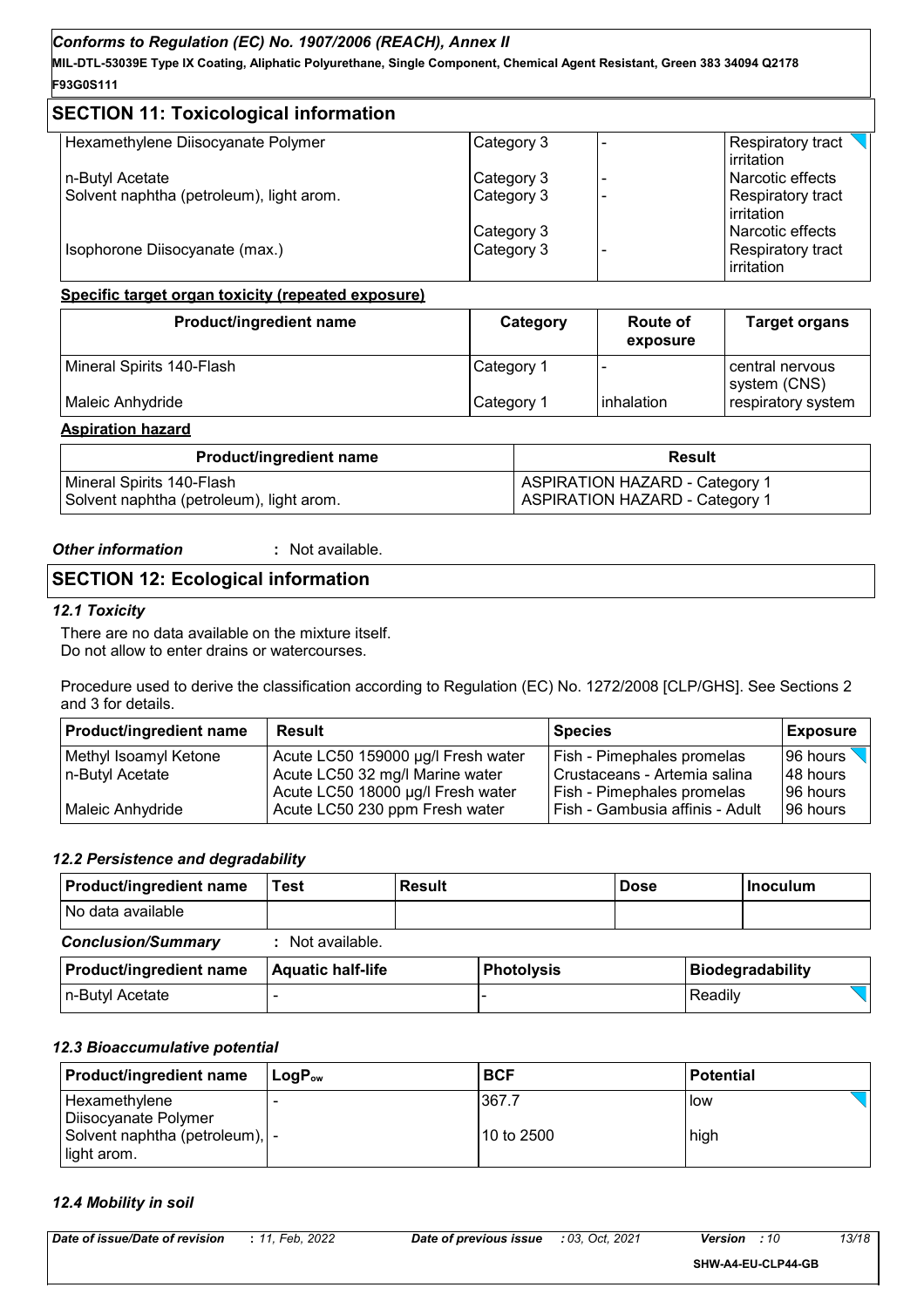## SECTION 11: Toxicological information

| | | | |
|---|---|---|---|
| Hexamethylene Diisocyanate Polymer | Category 3 | - | Respiratory tract irritation |
| n-Butyl Acetate | Category 3 | - | Narcotic effects |
| Solvent naphtha (petroleum), light arom. | Category 3 | - | Respiratory tract irritation |
| | Category 3 | | Narcotic effects |
| Isophorone Diisocyanate (max.) | Category 3 | - | Respiratory tract irritation |

**Specific target organ toxicity (repeated exposure)**

| Product/ingredient name | Category | Route of exposure | Target organs |
|---|---|---|---|
| Mineral Spirits 140-Flash | Category 1 | - | central nervous system (CNS) |
| Maleic Anhydride | Category 1 | inhalation | respiratory system |

**Aspiration hazard**

| Product/ingredient name | Result |
|---|---|
| Mineral Spirits 140-Flash | ASPIRATION HAZARD - Category 1 |
| Solvent naphtha (petroleum), light arom. | ASPIRATION HAZARD - Category 1 |

***Other information*** : Not available.

## SECTION 12: Ecological information

### *12.1 Toxicity*

There are no data available on the mixture itself.
Do not allow to enter drains or watercourses.

Procedure used to derive the classification according to Regulation (EC) No. 1272/2008 [CLP/GHS]. See Sections 2 and 3 for details.

| Product/ingredient name | Result | Species | Exposure |
|---|---|---|---|
| Methyl Isoamyl Ketone | Acute LC50 159000 µg/l Fresh water | Fish - Pimephales promelas | 96 hours |
| n-Butyl Acetate | Acute LC50 32 mg/l Marine water | Crustaceans - Artemia salina | 48 hours |
| | Acute LC50 18000 µg/l Fresh water | Fish - Pimephales promelas | 96 hours |
| Maleic Anhydride | Acute LC50 230 ppm Fresh water | Fish - Gambusia affinis - Adult | 96 hours |

### *12.2 Persistence and degradability*

| Product/ingredient name | Test | Result | Dose | Inoculum |
|---|---|---|---|---|
| No data available | | | | |

***Conclusion/Summary*** : Not available.

| Product/ingredient name | Aquatic half-life | Photolysis | Biodegradability |
|---|---|---|---|
| n-Butyl Acetate | - | - | Readily |

### *12.3 Bioaccumulative potential*

| Product/ingredient name | $LogP_{ow}$ | BCF | Potential |
|---|---|---|---|
| Hexamethylene Diisocyanate Polymer | - | 367.7 | low |
| Solvent naphtha (petroleum), light arom. | - | 10 to 2500 | high |

### *12.4 Mobility in soil*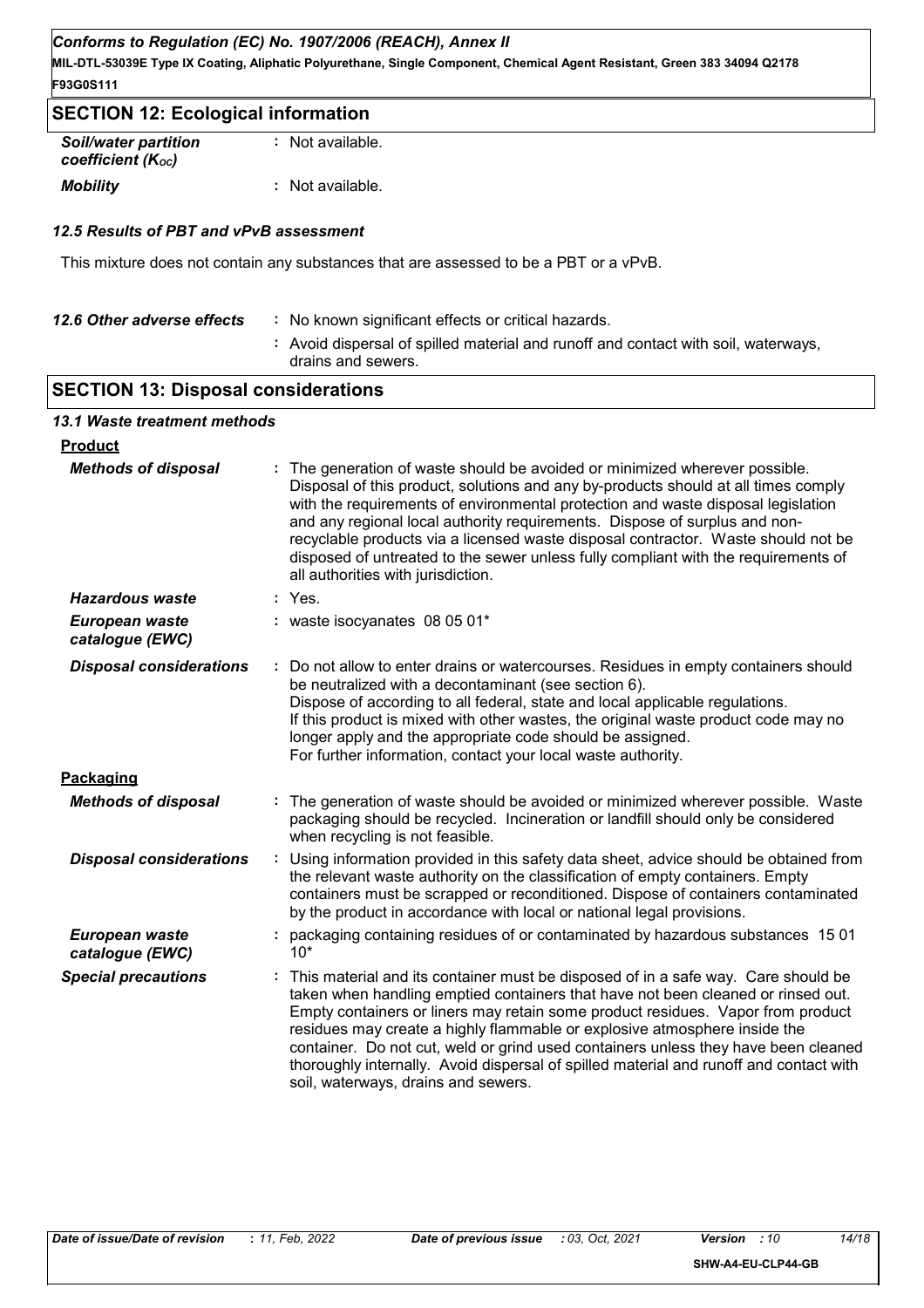## SECTION 12: Ecological information

| | |
|---|---|
| ***Soil/water partition coefficient ($K_{OC}$)*** | : Not available. |
| ***Mobility*** | : Not available. |

### *12.5 Results of PBT and vPvB assessment*

This mixture does not contain any substances that are assessed to be a PBT or a vPvB.

| | |
|---|---|
| ***12.6 Other adverse effects*** | : No known significant effects or critical hazards. |
| | : Avoid dispersal of spilled material and runoff and contact with soil, waterways, drains and sewers. |

## SECTION 13: Disposal considerations

### *13.1 Waste treatment methods*

**Product**

| | |
|---|---|
| ***Methods of disposal*** | : The generation of waste should be avoided or minimized wherever possible. Disposal of this product, solutions and any by-products should at all times comply with the requirements of environmental protection and waste disposal legislation and any regional local authority requirements. Dispose of surplus and non-recyclable products via a licensed waste disposal contractor. Waste should not be disposed of untreated to the sewer unless fully compliant with the requirements of all authorities with jurisdiction. |
| ***Hazardous waste*** | : Yes. |
| ***European waste catalogue (EWC)*** | : waste isocyanates 08 05 01* |
| ***Disposal considerations*** | : Do not allow to enter drains or watercourses. Residues in empty containers should be neutralized with a decontaminant (see section 6). Dispose of according to all federal, state and local applicable regulations. If this product is mixed with other wastes, the original waste product code may no longer apply and the appropriate code should be assigned. For further information, contact your local waste authority. |

**Packaging**

| | |
|---|---|
| ***Methods of disposal*** | : The generation of waste should be avoided or minimized wherever possible. Waste packaging should be recycled. Incineration or landfill should only be considered when recycling is not feasible. |
| ***Disposal considerations*** | : Using information provided in this safety data sheet, advice should be obtained from the relevant waste authority on the classification of empty containers. Empty containers must be scrapped or reconditioned. Dispose of containers contaminated by the product in accordance with local or national legal provisions. |
| ***European waste catalogue (EWC)*** | : packaging containing residues of or contaminated by hazardous substances 15 01 10* |
| ***Special precautions*** | : This material and its container must be disposed of in a safe way. Care should be taken when handling emptied containers that have not been cleaned or rinsed out. Empty containers or liners may retain some product residues. Vapor from product residues may create a highly flammable or explosive atmosphere inside the container. Do not cut, weld or grind used containers unless they have been cleaned thoroughly internally. Avoid dispersal of spilled material and runoff and contact with soil, waterways, drains and sewers. |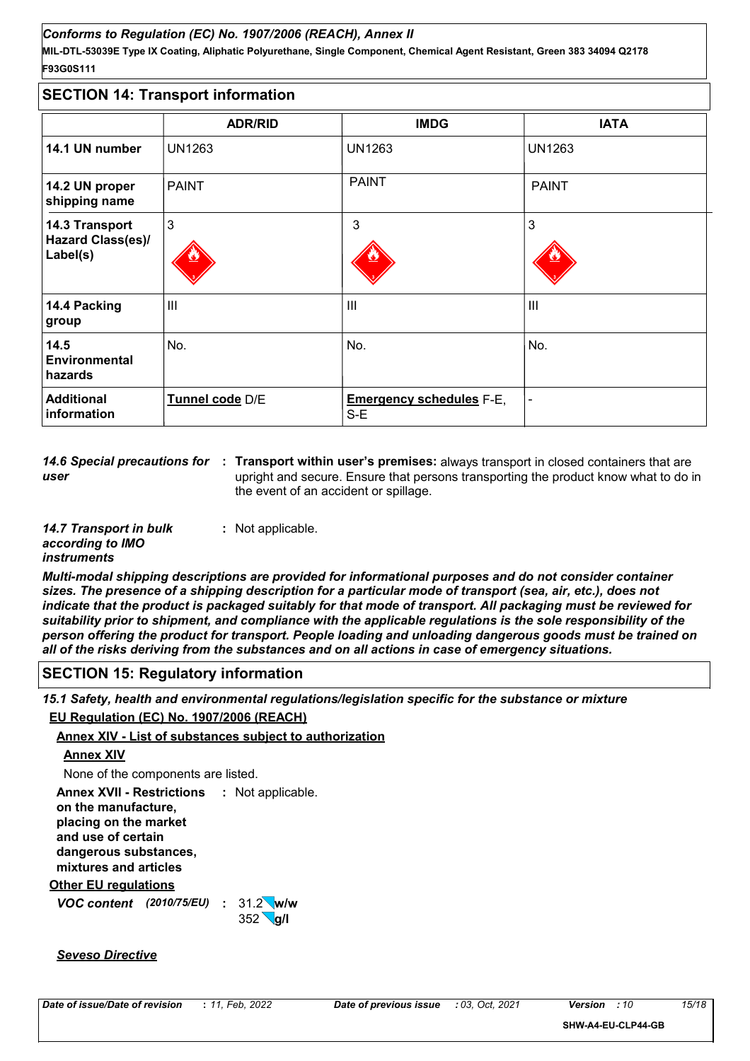## SECTION 14: Transport information

| | ADR/RID | IMDG | IATA |
|---|---|---|---|
| **14.1 UN number** | UN1263 | UN1263 | UN1263 |
| **14.2 UN proper shipping name** | PAINT | PAINT | PAINT |
| **14.3 Transport Hazard Class(es)/ Label(s)** | 3 | 3 | 3 |
| **14.4 Packing group** | III | III | III |
| **14.5 Environmental hazards** | No. | No. | No. |
| **Additional information** | **Tunnel code** D/E | **Emergency schedules** F-E, S-E | - |

***14.6 Special precautions for user*** **:** **Transport within user's premises:** always transport in closed containers that are upright and secure. Ensure that persons transporting the product know what to do in the event of an accident or spillage.

***14.7 Transport in bulk according to IMO instruments*** **:** Not applicable.

***Multi-modal shipping descriptions are provided for informational purposes and do not consider container sizes. The presence of a shipping description for a particular mode of transport (sea, air, etc.), does not indicate that the product is packaged suitably for that mode of transport. All packaging must be reviewed for suitability prior to shipment, and compliance with the applicable regulations is the sole responsibility of the person offering the product for transport. People loading and unloading dangerous goods must be trained on all of the risks deriving from the substances and on all actions in case of emergency situations.***

## SECTION 15: Regulatory information

***15.1 Safety, health and environmental regulations/legislation specific for the substance or mixture***

**EU Regulation (EC) No. 1907/2006 (REACH)**

**Annex XIV - List of substances subject to authorization**

**Annex XIV**

None of the components are listed.

**Annex XVII - Restrictions on the manufacture, placing on the market and use of certain dangerous substances, mixtures and articles** **:** Not applicable.

**Other EU regulations**

***VOC content*** ***(2010/75/EU)*** **:** 31.2 **w/w**
352 **g/l**

***Seveso Directive***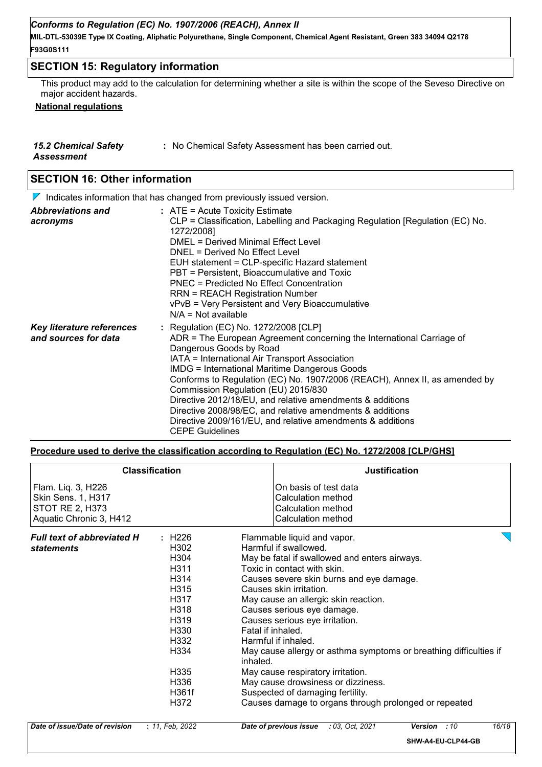## SECTION 15: Regulatory information

This product may add to the calculation for determining whether a site is within the scope of the Seveso Directive on major accident hazards.

**National regulations**

***15.2 Chemical Safety Assessment*** : No Chemical Safety Assessment has been carried out.

## SECTION 16: Other information

Indicates information that has changed from previously issued version.

***Abbreviations and acronyms*** :
ATE = Acute Toxicity Estimate
CLP = Classification, Labelling and Packaging Regulation [Regulation (EC) No. 1272/2008]
DMEL = Derived Minimal Effect Level
DNEL = Derived No Effect Level
EUH statement = CLP-specific Hazard statement
PBT = Persistent, Bioaccumulative and Toxic
PNEC = Predicted No Effect Concentration
RRN = REACH Registration Number
vPvB = Very Persistent and Very Bioaccumulative
N/A = Not available

***Key literature references and sources for data*** :
Regulation (EC) No. 1272/2008 [CLP]
ADR = The European Agreement concerning the International Carriage of Dangerous Goods by Road
IATA = International Air Transport Association
IMDG = International Maritime Dangerous Goods
Conforms to Regulation (EC) No. 1907/2006 (REACH), Annex II, as amended by Commission Regulation (EU) 2015/830
Directive 2012/18/EU, and relative amendments & additions
Directive 2008/98/EC, and relative amendments & additions
Directive 2009/161/EU, and relative amendments & additions
CEPE Guidelines

**Procedure used to derive the classification according to Regulation (EC) No. 1272/2008 [CLP/GHS]**

| Classification | Justification |
|---|---|
| Flam. Liq. 3, H226 | On basis of test data |
| Skin Sens. 1, H317 | Calculation method |
| STOT RE 2, H373 | Calculation method |
| Aquatic Chronic 3, H412 | Calculation method |

***Full text of abbreviated H statements*** :

| | |
|---|---|
| H226 | Flammable liquid and vapor. |
| H302 | Harmful if swallowed. |
| H304 | May be fatal if swallowed and enters airways. |
| H311 | Toxic in contact with skin. |
| H314 | Causes severe skin burns and eye damage. |
| H315 | Causes skin irritation. |
| H317 | May cause an allergic skin reaction. |
| H318 | Causes serious eye damage. |
| H319 | Causes serious eye irritation. |
| H330 | Fatal if inhaled. |
| H332 | Harmful if inhaled. |
| H334 | May cause allergy or asthma symptoms or breathing difficulties if inhaled. |
| H335 | May cause respiratory irritation. |
| H336 | May cause drowsiness or dizziness. |
| H361f | Suspected of damaging fertility. |
| H372 | Causes damage to organs through prolonged or repeated |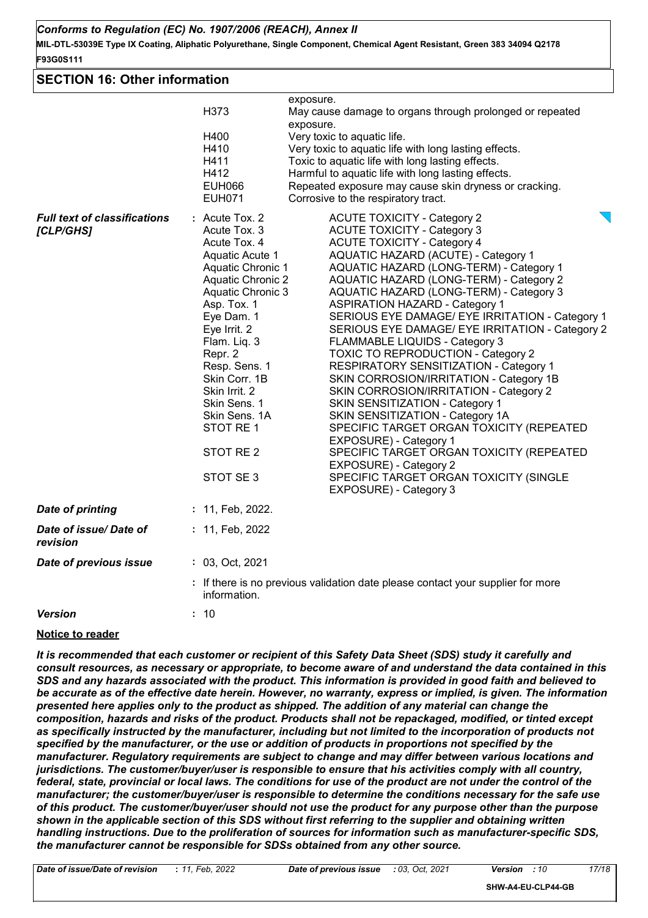## SECTION 16: Other information

| | | |
|---|---|---|
| | | exposure. |
| | H373 | May cause damage to organs through prolonged or repeated exposure. |
| | H400 | Very toxic to aquatic life. |
| | H410 | Very toxic to aquatic life with long lasting effects. |
| | H411 | Toxic to aquatic life with long lasting effects. |
| | H412 | Harmful to aquatic life with long lasting effects. |
| | EUH066 | Repeated exposure may cause skin dryness or cracking. |
| | EUH071 | Corrosive to the respiratory tract. |
| ***Full text of classifications [CLP/GHS]*** | : Acute Tox. 2 | ACUTE TOXICITY - Category 2 |
| | Acute Tox. 3 | ACUTE TOXICITY - Category 3 |
| | Acute Tox. 4 | ACUTE TOXICITY - Category 4 |
| | Aquatic Acute 1 | AQUATIC HAZARD (ACUTE) - Category 1 |
| | Aquatic Chronic 1 | AQUATIC HAZARD (LONG-TERM) - Category 1 |
| | Aquatic Chronic 2 | AQUATIC HAZARD (LONG-TERM) - Category 2 |
| | Aquatic Chronic 3 | AQUATIC HAZARD (LONG-TERM) - Category 3 |
| | Asp. Tox. 1 | ASPIRATION HAZARD - Category 1 |
| | Eye Dam. 1 | SERIOUS EYE DAMAGE/ EYE IRRITATION - Category 1 |
| | Eye Irrit. 2 | SERIOUS EYE DAMAGE/ EYE IRRITATION - Category 2 |
| | Flam. Liq. 3 | FLAMMABLE LIQUIDS - Category 3 |
| | Repr. 2 | TOXIC TO REPRODUCTION - Category 2 |
| | Resp. Sens. 1 | RESPIRATORY SENSITIZATION - Category 1 |
| | Skin Corr. 1B | SKIN CORROSION/IRRITATION - Category 1B |
| | Skin Irrit. 2 | SKIN CORROSION/IRRITATION - Category 2 |
| | Skin Sens. 1 | SKIN SENSITIZATION - Category 1 |
| | Skin Sens. 1A | SKIN SENSITIZATION - Category 1A |
| | STOT RE 1 | SPECIFIC TARGET ORGAN TOXICITY (REPEATED EXPOSURE) - Category 1 |
| | STOT RE 2 | SPECIFIC TARGET ORGAN TOXICITY (REPEATED EXPOSURE) - Category 2 |
| | STOT SE 3 | SPECIFIC TARGET ORGAN TOXICITY (SINGLE EXPOSURE) - Category 3 |

| | |
|---|---|
| ***Date of printing*** | : 11, Feb, 2022. |
| ***Date of issue/ Date of revision*** | : 11, Feb, 2022 |
| ***Date of previous issue*** | : 03, Oct, 2021 |
| | : If there is no previous validation date please contact your supplier for more information. |
| ***Version*** | : 10 |

**Notice to reader**

***It is recommended that each customer or recipient of this Safety Data Sheet (SDS) study it carefully and consult resources, as necessary or appropriate, to become aware of and understand the data contained in this SDS and any hazards associated with the product. This information is provided in good faith and believed to be accurate as of the effective date herein. However, no warranty, express or implied, is given. The information presented here applies only to the product as shipped. The addition of any material can change the composition, hazards and risks of the product. Products shall not be repackaged, modified, or tinted except as specifically instructed by the manufacturer, including but not limited to the incorporation of products not specified by the manufacturer, or the use or addition of products in proportions not specified by the manufacturer. Regulatory requirements are subject to change and may differ between various locations and jurisdictions. The customer/buyer/user is responsible to ensure that his activities comply with all country, federal, state, provincial or local laws. The conditions for use of the product are not under the control of the manufacturer; the customer/buyer/user is responsible to determine the conditions necessary for the safe use of this product. The customer/buyer/user should not use the product for any purpose other than the purpose shown in the applicable section of this SDS without first referring to the supplier and obtaining written handling instructions. Due to the proliferation of sources for information such as manufacturer-specific SDS, the manufacturer cannot be responsible for SDSs obtained from any other source.***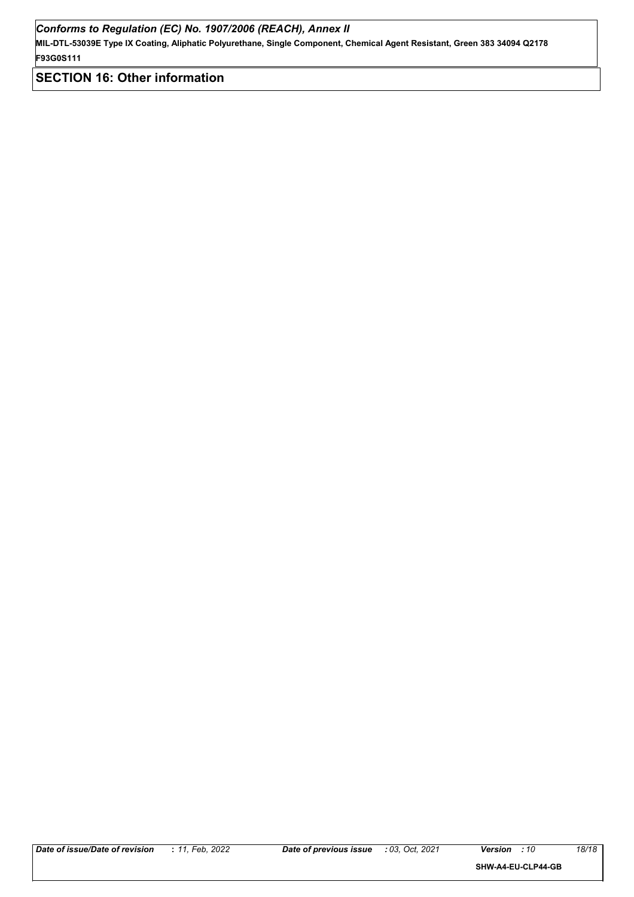## SECTION 16: Other information